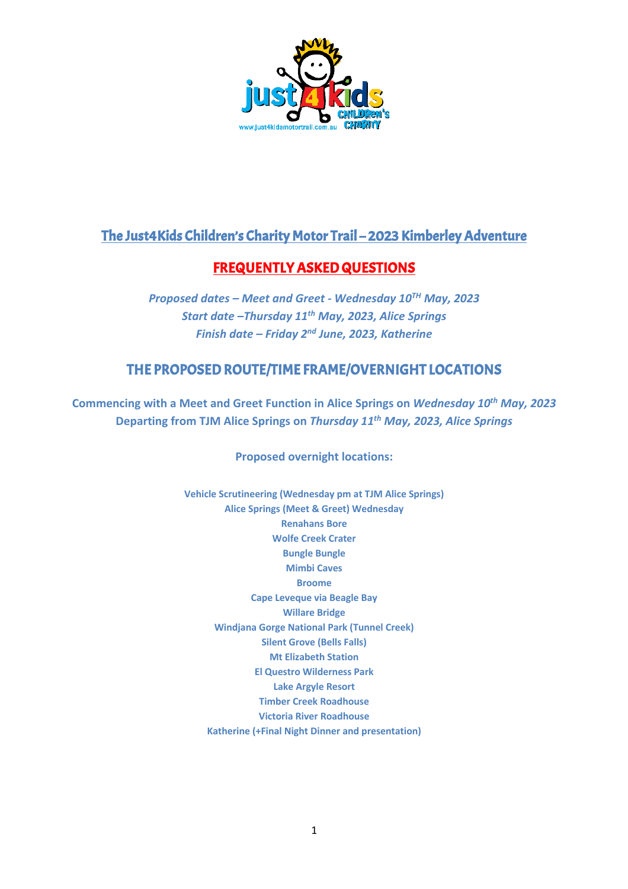# The Just4Kids Children's Charity Motor Trail – 2023 Kimberley Adventure

## FREQUENTLY ASKED QUESTIONS

***Proposed dates – Meet and Greet - Wednesday 10TH May, 2023***
***Start date –Thursday 11th May, 2023, Alice Springs***
***Finish date – Friday 2nd June, 2023, Katherine***

## THE PROPOSED ROUTE/TIME FRAME/OVERNIGHT LOCATIONS

**Commencing with a Meet and Greet Function in Alice Springs on *Wednesday 10th May, 2023***
**Departing from TJM Alice Springs on *Thursday 11th May, 2023, Alice Springs***

**Proposed overnight locations:**

**Vehicle Scrutineering (Wednesday pm at TJM Alice Springs)**
**Alice Springs (Meet & Greet) Wednesday**
**Renahans Bore**
**Wolfe Creek Crater**
**Bungle Bungle**
**Mimbi Caves**
**Broome**
**Cape Leveque via Beagle Bay**
**Willare Bridge**
**Windjana Gorge National Park (Tunnel Creek)**
**Silent Grove (Bells Falls)**
**Mt Elizabeth Station**
**El Questro Wilderness Park**
**Lake Argyle Resort**
**Timber Creek Roadhouse**
**Victoria River Roadhouse**
**Katherine (+Final Night Dinner and presentation)**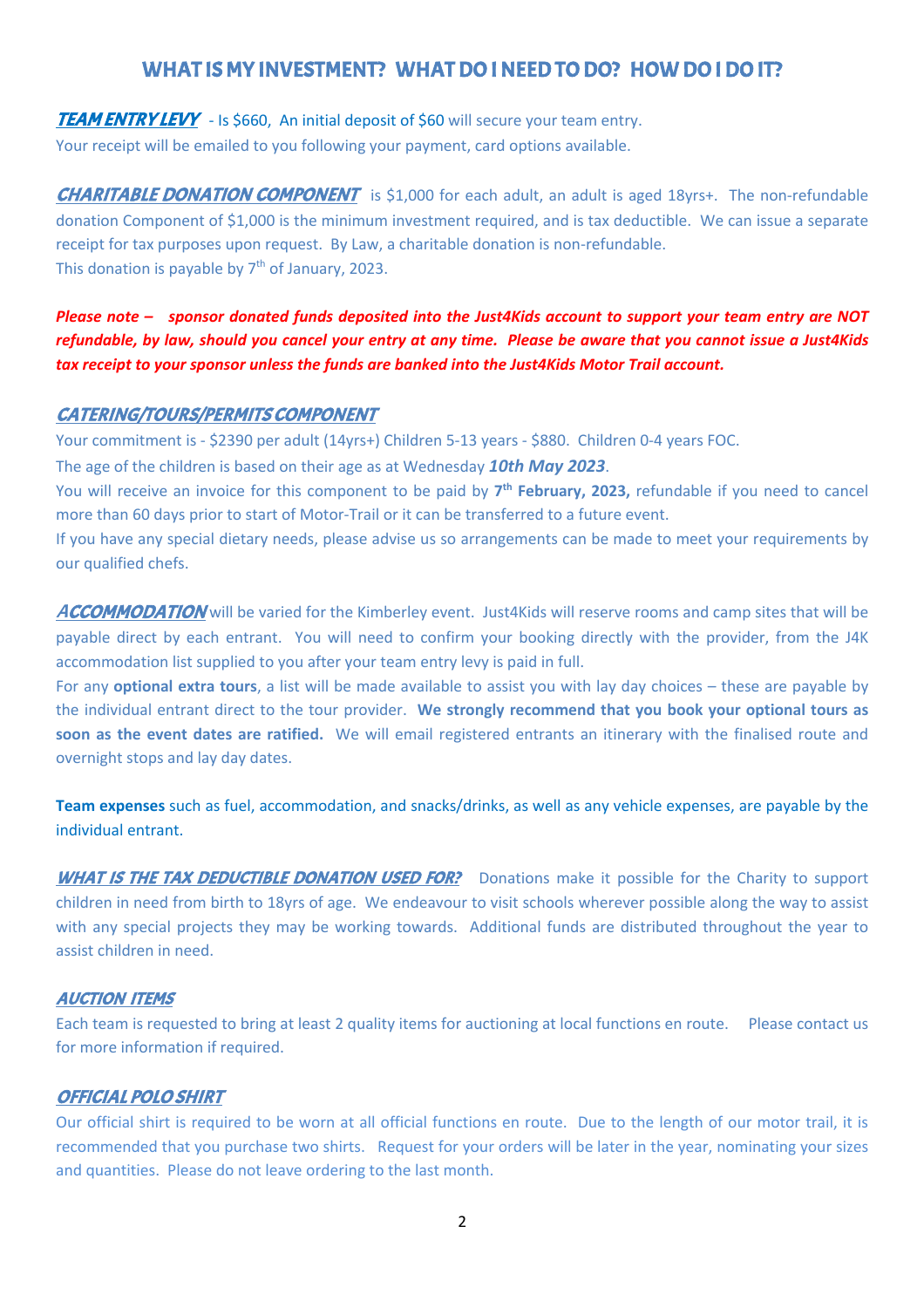## WHAT IS MY INVESTMENT? WHAT DO I NEED TO DO? HOW DO I DO IT?

***TEAM ENTRY LEVY*** - Is $660, An initial deposit of $60 will secure your team entry.
Your receipt will be emailed to you following your payment, card options available.

***CHARITABLE DONATION COMPONENT*** is $1,000 for each adult, an adult is aged 18yrs+. The non-refundable donation Component of $1,000 is the minimum investment required, and is tax deductible. We can issue a separate receipt for tax purposes upon request. By Law, a charitable donation is non-refundable.
This donation is payable by 7th of January, 2023.

***Please note – sponsor donated funds deposited into the Just4Kids account to support your team entry are NOT refundable, by law, should you cancel your entry at any time. Please be aware that you cannot issue a Just4Kids tax receipt to your sponsor unless the funds are banked into the Just4Kids Motor Trail account.***

***CATERING/TOURS/PERMITS COMPONENT***

Your commitment is - $2390 per adult (14yrs+) Children 5-13 years - $880. Children 0-4 years FOC.
The age of the children is based on their age as at Wednesday ***10th May 2023***.
You will receive an invoice for this component to be paid by **7th February, 2023,** refundable if you need to cancel more than 60 days prior to start of Motor-Trail or it can be transferred to a future event.
If you have any special dietary needs, please advise us so arrangements can be made to meet your requirements by our qualified chefs.

***ACCOMMODATION*** will be varied for the Kimberley event. Just4Kids will reserve rooms and camp sites that will be payable direct by each entrant. You will need to confirm your booking directly with the provider, from the J4K accommodation list supplied to you after your team entry levy is paid in full.
For any **optional extra tours**, a list will be made available to assist you with lay day choices – these are payable by the individual entrant direct to the tour provider. **We strongly recommend that you book your optional tours as soon as the event dates are ratified.** We will email registered entrants an itinerary with the finalised route and overnight stops and lay day dates.

**Team expenses** such as fuel, accommodation, and snacks/drinks, as well as any vehicle expenses, are payable by the individual entrant.

***WHAT IS THE TAX DEDUCTIBLE DONATION USED FOR?*** Donations make it possible for the Charity to support children in need from birth to 18yrs of age. We endeavour to visit schools wherever possible along the way to assist with any special projects they may be working towards. Additional funds are distributed throughout the year to assist children in need.

***AUCTION ITEMS***

Each team is requested to bring at least 2 quality items for auctioning at local functions en route. Please contact us for more information if required.

***OFFICIAL POLO SHIRT***

Our official shirt is required to be worn at all official functions en route. Due to the length of our motor trail, it is recommended that you purchase two shirts. Request for your orders will be later in the year, nominating your sizes and quantities. Please do not leave ordering to the last month.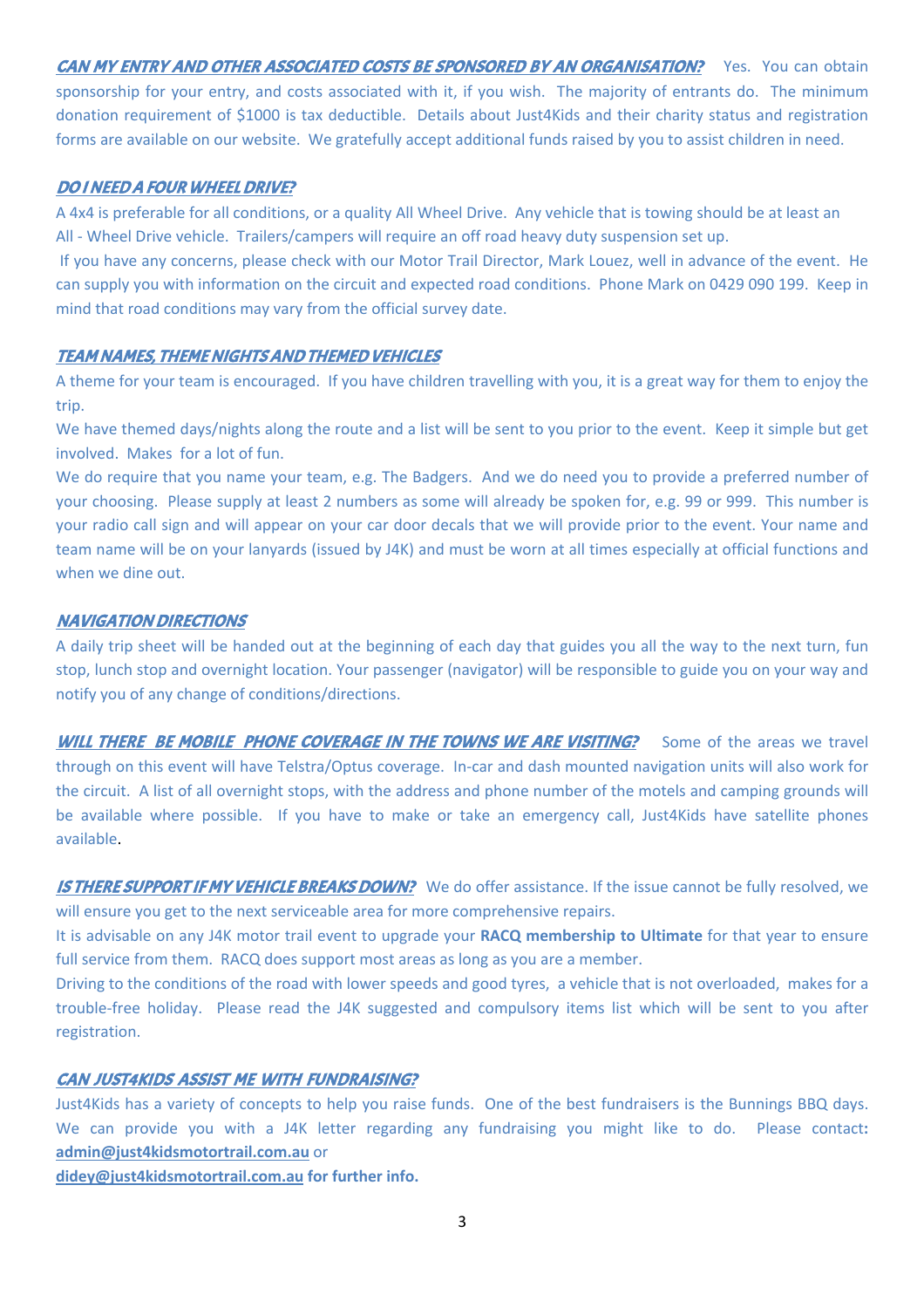***CAN MY ENTRY AND OTHER ASSOCIATED COSTS BE SPONSORED BY AN ORGANISATION?*** Yes. You can obtain sponsorship for your entry, and costs associated with it, if you wish. The majority of entrants do. The minimum donation requirement of $1000 is tax deductible. Details about Just4Kids and their charity status and registration forms are available on our website. We gratefully accept additional funds raised by you to assist children in need.

***DO I NEED A FOUR WHEEL DRIVE?***

A 4x4 is preferable for all conditions, or a quality All Wheel Drive. Any vehicle that is towing should be at least an All - Wheel Drive vehicle. Trailers/campers will require an off road heavy duty suspension set up.

If you have any concerns, please check with our Motor Trail Director, Mark Louez, well in advance of the event. He can supply you with information on the circuit and expected road conditions. Phone Mark on 0429 090 199. Keep in mind that road conditions may vary from the official survey date.

***TEAM NAMES, THEME NIGHTS AND THEMED VEHICLES***

A theme for your team is encouraged. If you have children travelling with you, it is a great way for them to enjoy the trip.

We have themed days/nights along the route and a list will be sent to you prior to the event. Keep it simple but get involved. Makes for a lot of fun.

We do require that you name your team, e.g. The Badgers. And we do need you to provide a preferred number of your choosing. Please supply at least 2 numbers as some will already be spoken for, e.g. 99 or 999. This number is your radio call sign and will appear on your car door decals that we will provide prior to the event. Your name and team name will be on your lanyards (issued by J4K) and must be worn at all times especially at official functions and when we dine out.

***NAVIGATION DIRECTIONS***

A daily trip sheet will be handed out at the beginning of each day that guides you all the way to the next turn, fun stop, lunch stop and overnight location. Your passenger (navigator) will be responsible to guide you on your way and notify you of any change of conditions/directions.

***WILL THERE BE MOBILE PHONE COVERAGE IN THE TOWNS WE ARE VISITING?*** Some of the areas we travel through on this event will have Telstra/Optus coverage. In-car and dash mounted navigation units will also work for the circuit. A list of all overnight stops, with the address and phone number of the motels and camping grounds will be available where possible. If you have to make or take an emergency call, Just4Kids have satellite phones available.

***IS THERE SUPPORT IF MY VEHICLE BREAKS DOWN?*** We do offer assistance. If the issue cannot be fully resolved, we will ensure you get to the next serviceable area for more comprehensive repairs.

It is advisable on any J4K motor trail event to upgrade your **RACQ membership to Ultimate** for that year to ensure full service from them. RACQ does support most areas as long as you are a member.

Driving to the conditions of the road with lower speeds and good tyres, a vehicle that is not overloaded, makes for a trouble-free holiday. Please read the J4K suggested and compulsory items list which will be sent to you after registration.

***CAN JUST4KIDS ASSIST ME WITH FUNDRAISING?***

Just4Kids has a variety of concepts to help you raise funds. One of the best fundraisers is the Bunnings BBQ days. We can provide you with a J4K letter regarding any fundraising you might like to do. Please contact**:** **admin@just4kidsmotortrail.com.au** or
**didey@just4kidsmotortrail.com.au for further info.**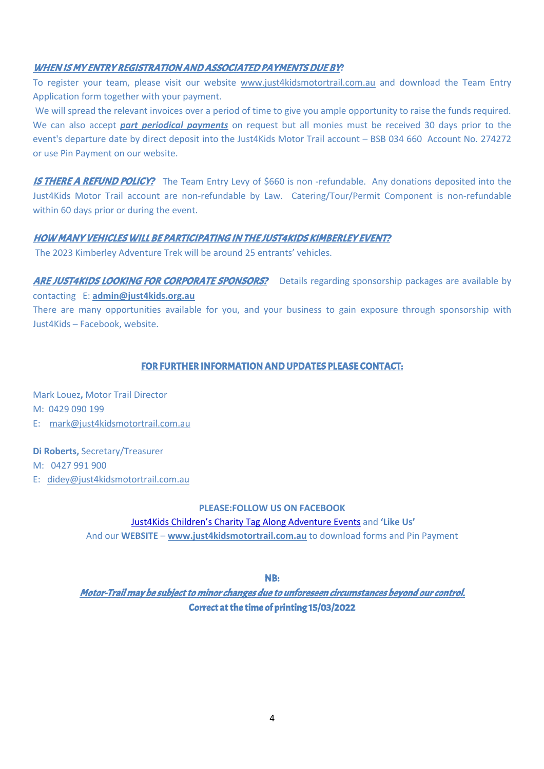***WHEN IS MY ENTRY REGISTRATION AND ASSOCIATED PAYMENTS DUE BY?***

To register your team, please visit our website www.just4kidsmotortrail.com.au and download the Team Entry Application form together with your payment.

We will spread the relevant invoices over a period of time to give you ample opportunity to raise the funds required. We can also accept ***part periodical payments*** on request but all monies must be received 30 days prior to the event's departure date by direct deposit into the Just4Kids Motor Trail account – BSB 034 660 Account No. 274272 or use Pin Payment on our website.

***IS THERE A REFUND POLICY?*** The Team Entry Levy of $660 is non -refundable. Any donations deposited into the Just4Kids Motor Trail account are non-refundable by Law. Catering/Tour/Permit Component is non-refundable within 60 days prior or during the event.

***HOW MANY VEHICLES WILL BE PARTICIPATING IN THE JUST4KIDS KIMBERLEY EVENT?***

The 2023 Kimberley Adventure Trek will be around 25 entrants' vehicles.

***ARE JUST4KIDS LOOKING FOR CORPORATE SPONSORS?*** Details regarding sponsorship packages are available by contacting E: **admin@just4kids.org.au**

There are many opportunities available for you, and your business to gain exposure through sponsorship with Just4Kids – Facebook, website.

**FOR FURTHER INFORMATION AND UPDATES PLEASE CONTACT:**

Mark Louez**,** Motor Trail Director
M: 0429 090 199
E: mark@just4kidsmotortrail.com.au

**Di Roberts,** Secretary/Treasurer
M: 0427 991 900
E: didey@just4kidsmotortrail.com.au

**PLEASE:FOLLOW US ON FACEBOOK**

Just4Kids Children's Charity Tag Along Adventure Events and **'Like Us'**

And our **WEBSITE** – **www.just4kidsmotortrail.com.au** to download forms and Pin Payment

**NB:**

***Motor-Trail may be subject to minor changes due to unforeseen circumstances beyond our control.***

**Correct at the time of printing 15/03/2022**